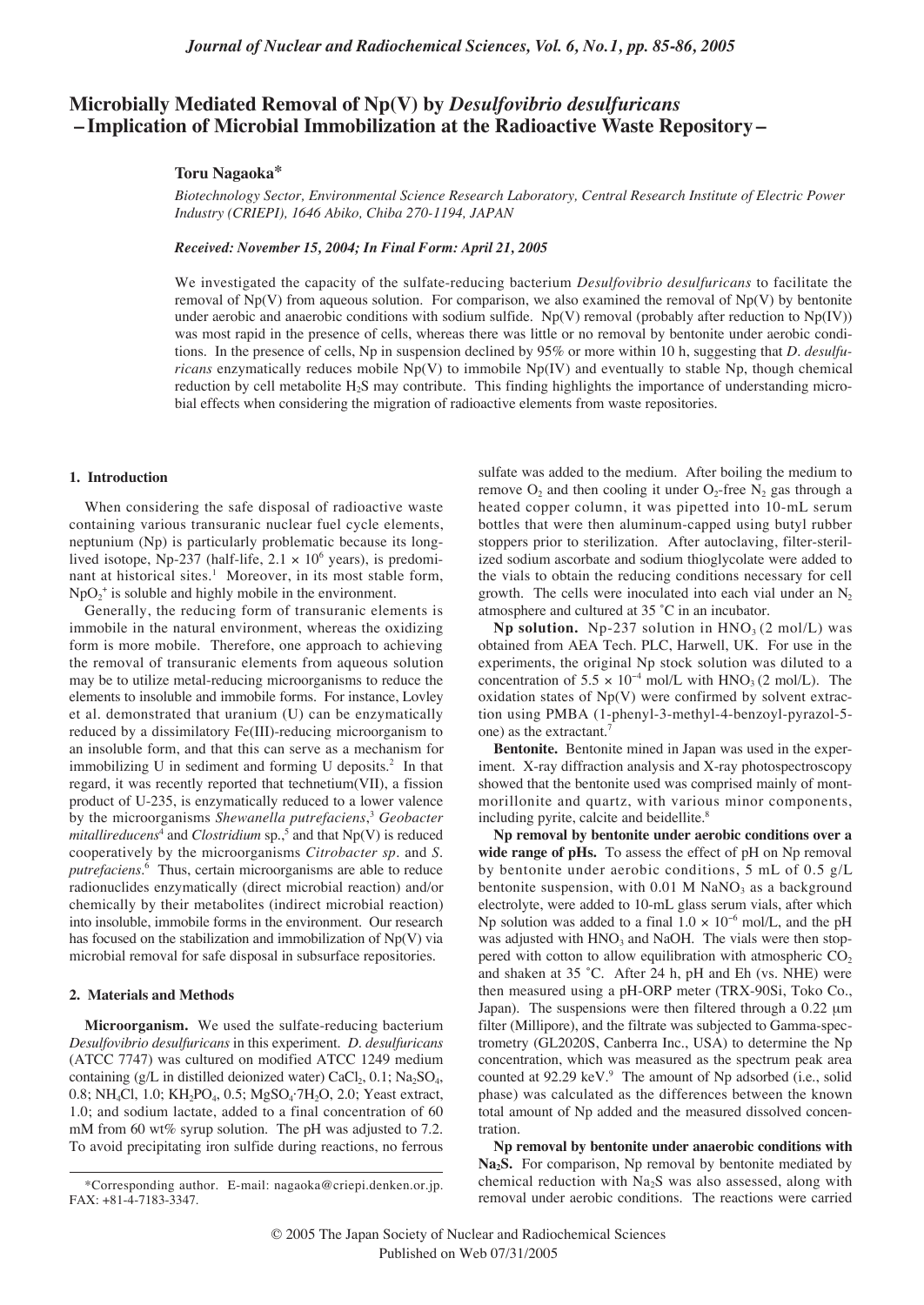# Microbially Mediated Removal of Np(V) by *Desulfovibrio desulfuricans* – Implication of Microbial Immobilization at the Radioactive Waste Repository –

**Toru Nagaoka***

*Biotechnology Sector, Environmental Science Research Laboratory, Central Research Institute of Electric Power Industry (CRIEPI), 1646 Abiko, Chiba 270-1194, JAPAN*

*Received: November 15, 2004; In Final Form: April 21, 2005*

We investigated the capacity of the sulfate-reducing bacterium *Desulfovibrio desulfuricans* to facilitate the removal of Np(V) from aqueous solution. For comparison, we also examined the removal of Np(V) by bentonite under aerobic and anaerobic conditions with sodium sulfide. Np(V) removal (probably after reduction to Np(IV)) was most rapid in the presence of cells, whereas there was little or no removal by bentonite under aerobic conditions. In the presence of cells, Np in suspension declined by 95% or more within 10 h, suggesting that *D. desulfuricans* enzymatically reduces mobile Np(V) to immobile Np(IV) and eventually to stable Np, though chemical reduction by cell metabolite $H_2S$ may contribute. This finding highlights the importance of understanding microbial effects when considering the migration of radioactive elements from waste repositories.

## 1. Introduction

When considering the safe disposal of radioactive waste containing various transuranic nuclear fuel cycle elements, neptunium (Np) is particularly problematic because its long-lived isotope, Np-237 (half-life, $2.1 \times 10^6$ years), is predominant at historical sites.[1] Moreover, in its most stable form, $NpO_2^+$ is soluble and highly mobile in the environment.

Generally, the reducing form of transuranic elements is immobile in the natural environment, whereas the oxidizing form is more mobile. Therefore, one approach to achieving the removal of transuranic elements from aqueous solution may be to utilize metal-reducing microorganisms to reduce the elements to insoluble and immobile forms. For instance, Lovley et al. demonstrated that uranium (U) can be enzymatically reduced by a dissimilatory Fe(III)-reducing microorganism to an insoluble form, and that this can serve as a mechanism for immobilizing U in sediment and forming U deposits.[2] In that regard, it was recently reported that technetium(VII), a fission product of U-235, is enzymatically reduced to a lower valence by the microorganisms *Shewanella putrefaciens*,[3] *Geobacter mitallireducens*[4] and *Clostridium* sp.,[5] and that Np(V) is reduced cooperatively by the microorganisms *Citrobacter sp.* and *S. putrefaciens*.[6] Thus, certain microorganisms are able to reduce radionuclides enzymatically (direct microbial reaction) and/or chemically by their metabolites (indirect microbial reaction) into insoluble, immobile forms in the environment. Our research has focused on the stabilization and immobilization of Np(V) via microbial removal for safe disposal in subsurface repositories.

## 2. Materials and Methods

**Microorganism.** We used the sulfate-reducing bacterium *Desulfovibrio desulfuricans* in this experiment. *D. desulfuricans* (ATCC 7747) was cultured on modified ATCC 1249 medium containing (g/L in distilled deionized water) $CaCl_2$, 0.1; $Na_2SO_4$, 0.8; $NH_4Cl$, 1.0; $KH_2PO_4$, 0.5; $MgSO_4{\cdot}7H_2O$, 2.0; Yeast extract, 1.0; and sodium lactate, added to a final concentration of 60 mM from 60 wt% syrup solution. The pH was adjusted to 7.2. To avoid precipitating iron sulfide during reactions, no ferrous sulfate was added to the medium. After boiling the medium to remove $O_2$ and then cooling it under $O_2$-free $N_2$ gas through a heated copper column, it was pipetted into 10-mL serum bottles that were then aluminum-capped using butyl rubber stoppers prior to sterilization. After autoclaving, filter-sterilized sodium ascorbate and sodium thioglycolate were added to the vials to obtain the reducing conditions necessary for cell growth. The cells were inoculated into each vial under an $N_2$ atmosphere and cultured at 35 ˚C in an incubator.

**Np solution.** Np-237 solution in $HNO_3$ (2 mol/L) was obtained from AEA Tech. PLC, Harwell, UK. For use in the experiments, the original Np stock solution was diluted to a concentration of $5.5 \times 10^{-4}$ mol/L with $HNO_3$ (2 mol/L). The oxidation states of Np(V) were confirmed by solvent extraction using PMBA (1-phenyl-3-methyl-4-benzoyl-pyrazol-5-one) as the extractant.[7]

**Bentonite.** Bentonite mined in Japan was used in the experiment. X-ray diffraction analysis and X-ray photospectroscopy showed that the bentonite used was comprised mainly of montmorillonite and quartz, with various minor components, including pyrite, calcite and beidellite.[8]

**Np removal by bentonite under aerobic conditions over a wide range of pHs.** To assess the effect of pH on Np removal by bentonite under aerobic conditions, 5 mL of 0.5 g/L bentonite suspension, with 0.01 M $NaNO_3$ as a background electrolyte, were added to 10-mL glass serum vials, after which Np solution was added to a final $1.0 \times 10^{-6}$ mol/L, and the pH was adjusted with $HNO_3$ and NaOH. The vials were then stoppered with cotton to allow equilibration with atmospheric $CO_2$ and shaken at 35 ˚C. After 24 h, pH and Eh (vs. NHE) were then measured using a pH-ORP meter (TRX-90Si, Toko Co., Japan). The suspensions were then filtered through a 0.22 µm filter (Millipore), and the filtrate was subjected to Gamma-spectrometry (GL2020S, Canberra Inc., USA) to determine the Np concentration, which was measured as the spectrum peak area counted at 92.29 keV.[9] The amount of Np adsorbed (i.e., solid phase) was calculated as the differences between the known total amount of Np added and the measured dissolved concentration.

**Np removal by bentonite under anaerobic conditions with $Na_2S$.** For comparison, Np removal by bentonite mediated by chemical reduction with $Na_2S$ was also assessed, along with removal under aerobic conditions. The reactions were carried

*Corresponding author. E-mail: nagaoka@criepi.denken.or.jp. FAX: +81-4-7183-3347.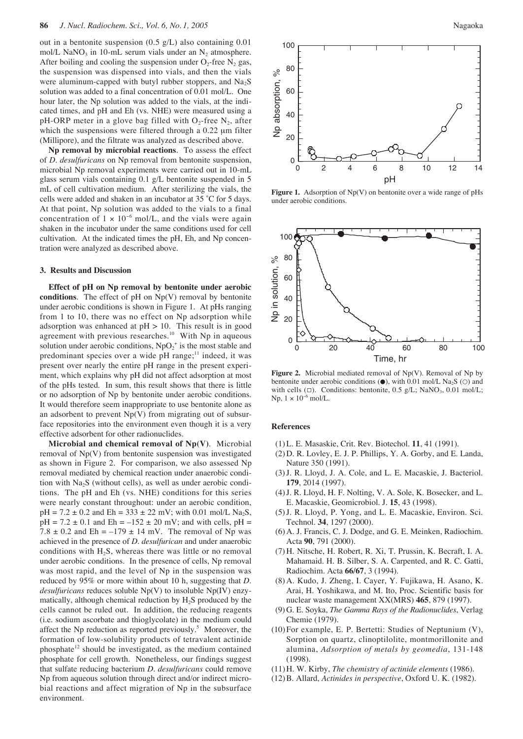out in a bentonite suspension (0.5 g/L) also containing 0.01 mol/L $NaNO_3$ in 10-mL serum vials under an $N_2$ atmosphere. After boiling and cooling the suspension under $O_2$-free $N_2$ gas, the suspension was dispensed into vials, and then the vials were aluminum-capped with butyl rubber stoppers, and $Na_2S$ solution was added to a final concentration of 0.01 mol/L. One hour later, the Np solution was added to the vials, at the indicated times, and pH and Eh (vs. NHE) were measured using a pH-ORP meter in a glove bag filled with $O_2$-free $N_2$, after which the suspensions were filtered through a 0.22 μm filter (Millipore), and the filtrate was analyzed as described above.

**Np removal by microbial reactions**. To assess the effect of *D. desulfuricans* on Np removal from bentonite suspension, microbial Np removal experiments were carried out in 10-mL glass serum vials containing 0.1 g/L bentonite suspended in 5 mL of cell cultivation medium. After sterilizing the vials, the cells were added and shaken in an incubator at 35 ˚C for 5 days. At that point, Np solution was added to the vials to a final concentration of $1 \times 10^{-6}$ mol/L, and the vials were again shaken in the incubator under the same conditions used for cell cultivation. At the indicated times the pH, Eh, and Np concentration were analyzed as described above.

### 3. Results and Discussion

**Effect of pH on Np removal by bentonite under aerobic conditions**. The effect of pH on Np(V) removal by bentonite under aerobic conditions is shown in Figure 1. At pHs ranging from 1 to 10, there was no effect on Np adsorption while adsorption was enhanced at pH > 10. This result is in good agreement with previous researches.[10] With Np in aqueous solution under aerobic conditions, $NpO_2^+$ is the most stable and predominant species over a wide pH range;[11] indeed, it was present over nearly the entire pH range in the present experiment, which explains why pH did not affect adsorption at most of the pHs tested. In sum, this result shows that there is little or no adsorption of Np by bentonite under aerobic conditions. It would therefore seem inappropriate to use bentonite alone as an adsorbent to prevent Np(V) from migrating out of subsurface repositories into the environment even though it is a very effective adsorbent for other radionuclides.

**Microbial and chemical removal of Np(V)**. Microbial removal of Np(V) from bentonite suspension was investigated as shown in Figure 2. For comparison, we also assessed Np removal mediated by chemical reaction under anaerobic condition with $Na_2S$ (without cells), as well as under aerobic conditions. The pH and Eh (vs. NHE) conditions for this series were nearly constant throughout: under an aerobic condition, pH = 7.2 ± 0.2 and Eh = 333 ± 22 mV; with 0.01 mol/L $Na_2S$, pH = 7.2 ± 0.1 and Eh = –152 ± 20 mV; and with cells, pH = 7.8 ± 0.2 and Eh = –179 ± 14 mV. The removal of Np was achieved in the presence of *D. desulfurican* and under anaerobic conditions with $H_2S$, whereas there was little or no removal under aerobic conditions. In the presence of cells, Np removal was most rapid, and the level of Np in the suspension was reduced by 95% or more within about 10 h, suggesting that *D. desulfuricans* reduces soluble Np(V) to insoluble Np(IV) enzymatically, although chemical reduction by $H_2S$ produced by the cells cannot be ruled out. In addition, the reducing reagents (i.e. sodium ascorbate and thioglycolate) in the medium could affect the Np reduction as reported previously.[5] Moreover, the formation of low-solubility products of tetravalent actinide phosphate[12] should be investigated, as the medium contained phosphate for cell growth. Nonetheless, our findings suggest that sulfate reducing bacterium *D. desulfuricans* could remove Np from aqueous solution through direct and/or indirect microbial reactions and affect migration of Np in the subsurface environment.

Np absorption, %
100
80
60
40
20
0
0 2 4 6 8 10 12 14
pH

**Figure 1.** Adsorption of Np(V) on bentonite over a wide range of pHs under aerobic conditions.

Np in solution, %
100
80
60
40
20
0
0 20 40 60 80 100
Time, hr

**Figure 2.** Microbial mediated removal of Np(V). Removal of Np by bentonite under aerobic conditions (●), with 0.01 mol/L $Na_2S$ (○) and with cells (□). Conditions: bentonite, 0.5 g/L; $NaNO_3$, 0.01 mol/L; Np, $1 \times 10^{-6}$ mol/L.

### References

(1) L. E. Masaskie, Crit. Rev. Biotechol. **11**, 41 (1991).
(2) D. R. Lovley, E. J. P. Phillips, Y. A. Gorby, and E. Landa, Nature 350 (1991).
(3) J. R. Lloyd, J. A. Cole, and L. E. Macaskie, J. Bacteriol. **179**, 2014 (1997).
(4) J. R. Lloyd, H. F. Nolting, V. A. Sole, K. Bosecker, and L. E. Macaskie, Geomicrobiol. J. **15**, 43 (1998).
(5) J. R. Lloyd, P. Yong, and L. E. Macaskie, Environ. Sci. Technol. **34**, 1297 (2000).
(6) A. J. Francis, C. J. Dodge, and G. E. Meinken, Radiochim. Acta **90**, 791 (2000).
(7) H. Nitsche, H. Robert, R. Xi, T. Prussin, K. Becraft, I. A. Mahamaid. H. B. Silber, S. A. Carpented, and R. C. Gatti, Radiochim. Acta **66/67**, 3 (1994).
(8) A. Kudo, J. Zheng, I. Cayer, Y. Fujikawa, H. Asano, K. Arai, H. Yoshikawa, and M. Ito, Proc. Scientific basis for nuclear waste management XX(MRS) **465**, 879 (1997).
(9) G. E. Soyka, *The Gamma Rays of the Radionuclides*, Verlag Chemie (1979).
(10) For example, E. P. Bertetti: Studies of Neptunium (V), Sorption on quartz, clinoptilolite, montmorillonite and alumina, *Adsorption of metals by geomedia*, 131-148 (1998).
(11) H. W. Kirby, *The chemistry of actinide elements* (1986).
(12) B. Allard, *Actinides in perspective*, Oxford U. K. (1982).